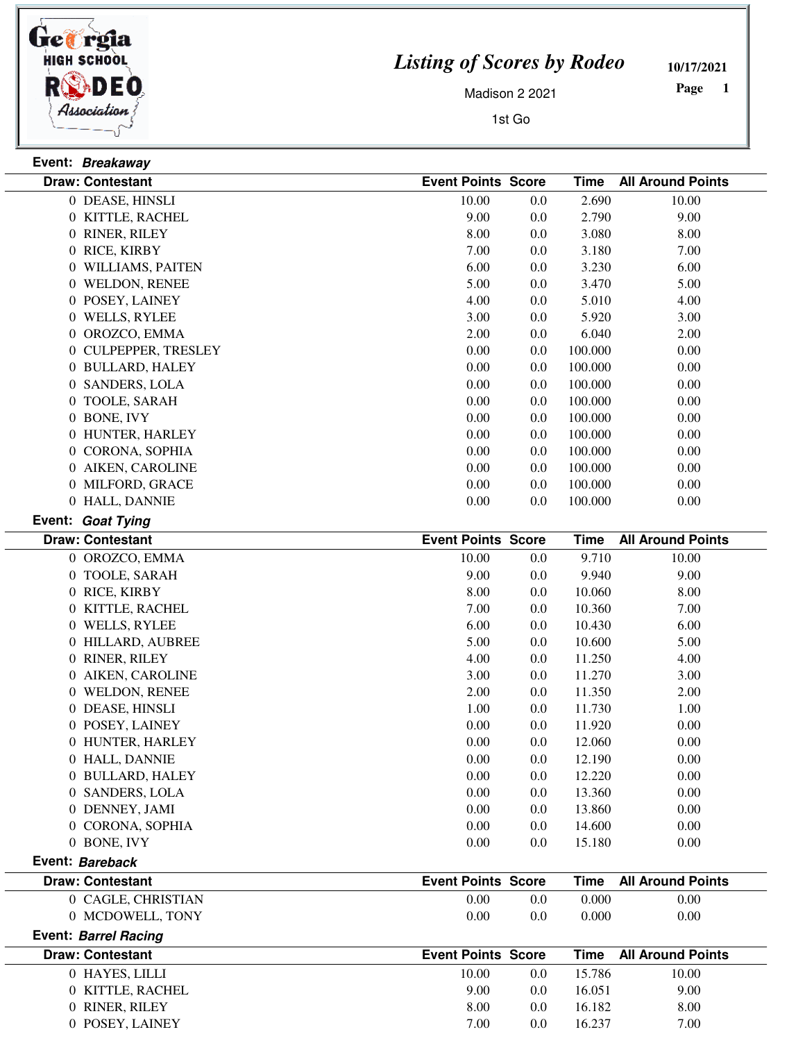# *Listing of Scores by Rodeo*

Madison 2 2021

1st Go

10/17/2021

**Event:** ***Breakaway***

| Draw: Contestant | Event Points | Score | Time | All Around Points |
|---|---|---|---|---|
| 0 DEASE, HINSLI | 10.00 | 0.0 | 2.690 | 10.00 |
| 0 KITTLE, RACHEL | 9.00 | 0.0 | 2.790 | 9.00 |
| 0 RINER, RILEY | 8.00 | 0.0 | 3.080 | 8.00 |
| 0 RICE, KIRBY | 7.00 | 0.0 | 3.180 | 7.00 |
| 0 WILLIAMS, PAITEN | 6.00 | 0.0 | 3.230 | 6.00 |
| 0 WELDON, RENEE | 5.00 | 0.0 | 3.470 | 5.00 |
| 0 POSEY, LAINEY | 4.00 | 0.0 | 5.010 | 4.00 |
| 0 WELLS, RYLEE | 3.00 | 0.0 | 5.920 | 3.00 |
| 0 OROZCO, EMMA | 2.00 | 0.0 | 6.040 | 2.00 |
| 0 CULPEPPER, TRESLEY | 0.00 | 0.0 | 100.000 | 0.00 |
| 0 BULLARD, HALEY | 0.00 | 0.0 | 100.000 | 0.00 |
| 0 SANDERS, LOLA | 0.00 | 0.0 | 100.000 | 0.00 |
| 0 TOOLE, SARAH | 0.00 | 0.0 | 100.000 | 0.00 |
| 0 BONE, IVY | 0.00 | 0.0 | 100.000 | 0.00 |
| 0 HUNTER, HARLEY | 0.00 | 0.0 | 100.000 | 0.00 |
| 0 CORONA, SOPHIA | 0.00 | 0.0 | 100.000 | 0.00 |
| 0 AIKEN, CAROLINE | 0.00 | 0.0 | 100.000 | 0.00 |
| 0 MILFORD, GRACE | 0.00 | 0.0 | 100.000 | 0.00 |
| 0 HALL, DANNIE | 0.00 | 0.0 | 100.000 | 0.00 |

**Event:** ***Goat Tying***

| Draw: Contestant | Event Points | Score | Time | All Around Points |
|---|---|---|---|---|
| 0 OROZCO, EMMA | 10.00 | 0.0 | 9.710 | 10.00 |
| 0 TOOLE, SARAH | 9.00 | 0.0 | 9.940 | 9.00 |
| 0 RICE, KIRBY | 8.00 | 0.0 | 10.060 | 8.00 |
| 0 KITTLE, RACHEL | 7.00 | 0.0 | 10.360 | 7.00 |
| 0 WELLS, RYLEE | 6.00 | 0.0 | 10.430 | 6.00 |
| 0 HILLARD, AUBREE | 5.00 | 0.0 | 10.600 | 5.00 |
| 0 RINER, RILEY | 4.00 | 0.0 | 11.250 | 4.00 |
| 0 AIKEN, CAROLINE | 3.00 | 0.0 | 11.270 | 3.00 |
| 0 WELDON, RENEE | 2.00 | 0.0 | 11.350 | 2.00 |
| 0 DEASE, HINSLI | 1.00 | 0.0 | 11.730 | 1.00 |
| 0 POSEY, LAINEY | 0.00 | 0.0 | 11.920 | 0.00 |
| 0 HUNTER, HARLEY | 0.00 | 0.0 | 12.060 | 0.00 |
| 0 HALL, DANNIE | 0.00 | 0.0 | 12.190 | 0.00 |
| 0 BULLARD, HALEY | 0.00 | 0.0 | 12.220 | 0.00 |
| 0 SANDERS, LOLA | 0.00 | 0.0 | 13.360 | 0.00 |
| 0 DENNEY, JAMI | 0.00 | 0.0 | 13.860 | 0.00 |
| 0 CORONA, SOPHIA | 0.00 | 0.0 | 14.600 | 0.00 |
| 0 BONE, IVY | 0.00 | 0.0 | 15.180 | 0.00 |

**Event:** ***Bareback***

| Draw: Contestant | Event Points | Score | Time | All Around Points |
|---|---|---|---|---|
| 0 CAGLE, CHRISTIAN | 0.00 | 0.0 | 0.000 | 0.00 |
| 0 MCDOWELL, TONY | 0.00 | 0.0 | 0.000 | 0.00 |

**Event:** ***Barrel Racing***

| Draw: Contestant | Event Points | Score | Time | All Around Points |
|---|---|---|---|---|
| 0 HAYES, LILLI | 10.00 | 0.0 | 15.786 | 10.00 |
| 0 KITTLE, RACHEL | 9.00 | 0.0 | 16.051 | 9.00 |
| 0 RINER, RILEY | 8.00 | 0.0 | 16.182 | 8.00 |
| 0 POSEY, LAINEY | 7.00 | 0.0 | 16.237 | 7.00 |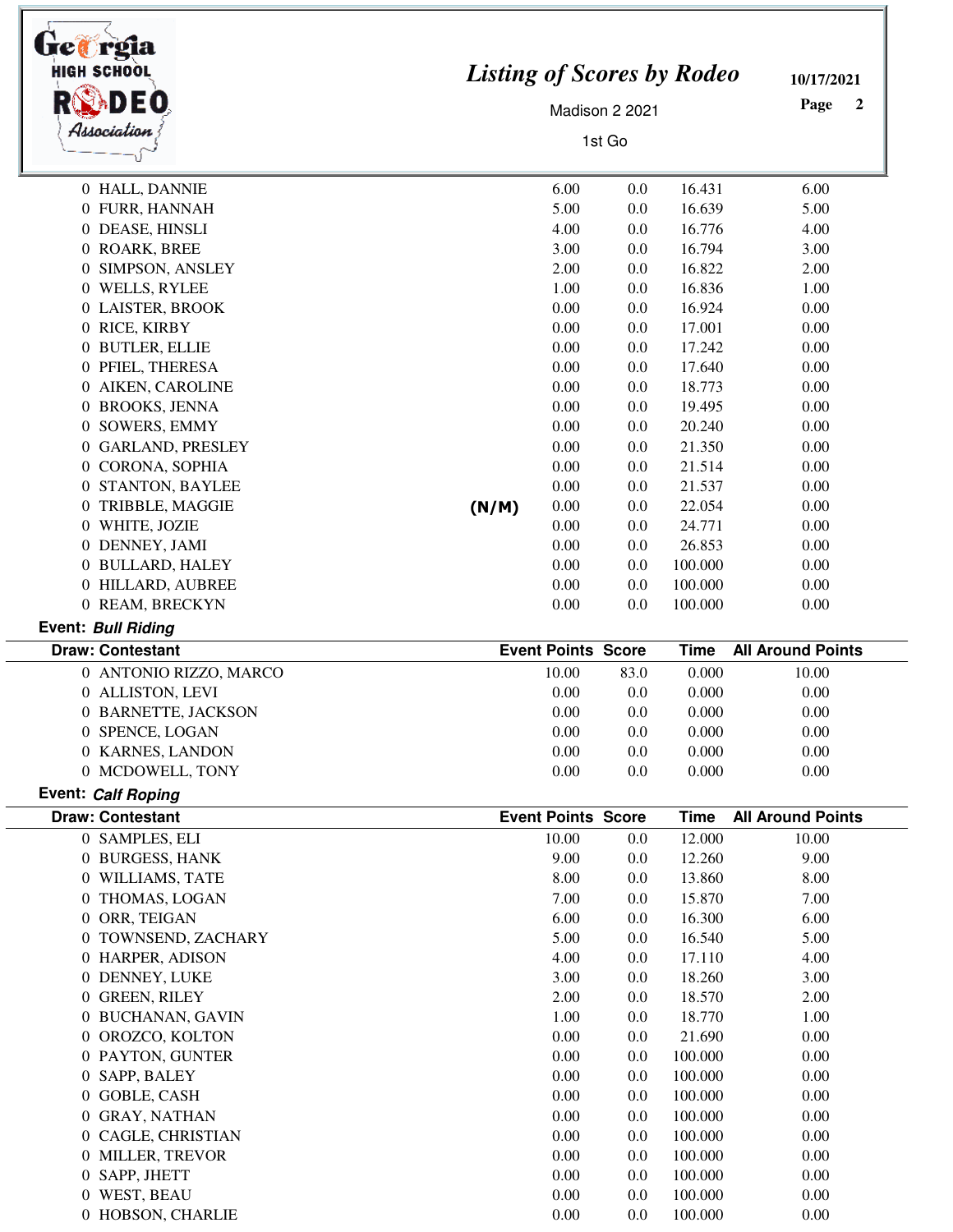# Listing of Scores by Rodeo

Madison 2 2021

1st Go

10/17/2021

| Draw: Contestant | | Event Points | Score | Time | All Around Points |
|---|---|---|---|---|---|
| 0 HALL, DANNIE | | 6.00 | 0.0 | 16.431 | 6.00 |
| 0 FURR, HANNAH | | 5.00 | 0.0 | 16.639 | 5.00 |
| 0 DEASE, HINSLI | | 4.00 | 0.0 | 16.776 | 4.00 |
| 0 ROARK, BREE | | 3.00 | 0.0 | 16.794 | 3.00 |
| 0 SIMPSON, ANSLEY | | 2.00 | 0.0 | 16.822 | 2.00 |
| 0 WELLS, RYLEE | | 1.00 | 0.0 | 16.836 | 1.00 |
| 0 LAISTER, BROOK | | 0.00 | 0.0 | 16.924 | 0.00 |
| 0 RICE, KIRBY | | 0.00 | 0.0 | 17.001 | 0.00 |
| 0 BUTLER, ELLIE | | 0.00 | 0.0 | 17.242 | 0.00 |
| 0 PFIEL, THERESA | | 0.00 | 0.0 | 17.640 | 0.00 |
| 0 AIKEN, CAROLINE | | 0.00 | 0.0 | 18.773 | 0.00 |
| 0 BROOKS, JENNA | | 0.00 | 0.0 | 19.495 | 0.00 |
| 0 SOWERS, EMMY | | 0.00 | 0.0 | 20.240 | 0.00 |
| 0 GARLAND, PRESLEY | | 0.00 | 0.0 | 21.350 | 0.00 |
| 0 CORONA, SOPHIA | | 0.00 | 0.0 | 21.514 | 0.00 |
| 0 STANTON, BAYLEE | | 0.00 | 0.0 | 21.537 | 0.00 |
| 0 TRIBBLE, MAGGIE | (N/M) | 0.00 | 0.0 | 22.054 | 0.00 |
| 0 WHITE, JOZIE | | 0.00 | 0.0 | 24.771 | 0.00 |
| 0 DENNEY, JAMI | | 0.00 | 0.0 | 26.853 | 0.00 |
| 0 BULLARD, HALEY | | 0.00 | 0.0 | 100.000 | 0.00 |
| 0 HILLARD, AUBREE | | 0.00 | 0.0 | 100.000 | 0.00 |
| 0 REAM, BRECKYN | | 0.00 | 0.0 | 100.000 | 0.00 |

**Event:** ***Bull Riding***

| Draw: Contestant | Event Points | Score | Time | All Around Points |
|---|---|---|---|---|
| 0 ANTONIO RIZZO, MARCO | 10.00 | 83.0 | 0.000 | 10.00 |
| 0 ALLISTON, LEVI | 0.00 | 0.0 | 0.000 | 0.00 |
| 0 BARNETTE, JACKSON | 0.00 | 0.0 | 0.000 | 0.00 |
| 0 SPENCE, LOGAN | 0.00 | 0.0 | 0.000 | 0.00 |
| 0 KARNES, LANDON | 0.00 | 0.0 | 0.000 | 0.00 |
| 0 MCDOWELL, TONY | 0.00 | 0.0 | 0.000 | 0.00 |

**Event:** ***Calf Roping***

| Draw: Contestant | Event Points | Score | Time | All Around Points |
|---|---|---|---|---|
| 0 SAMPLES, ELI | 10.00 | 0.0 | 12.000 | 10.00 |
| 0 BURGESS, HANK | 9.00 | 0.0 | 12.260 | 9.00 |
| 0 WILLIAMS, TATE | 8.00 | 0.0 | 13.860 | 8.00 |
| 0 THOMAS, LOGAN | 7.00 | 0.0 | 15.870 | 7.00 |
| 0 ORR, TEIGAN | 6.00 | 0.0 | 16.300 | 6.00 |
| 0 TOWNSEND, ZACHARY | 5.00 | 0.0 | 16.540 | 5.00 |
| 0 HARPER, ADISON | 4.00 | 0.0 | 17.110 | 4.00 |
| 0 DENNEY, LUKE | 3.00 | 0.0 | 18.260 | 3.00 |
| 0 GREEN, RILEY | 2.00 | 0.0 | 18.570 | 2.00 |
| 0 BUCHANAN, GAVIN | 1.00 | 0.0 | 18.770 | 1.00 |
| 0 OROZCO, KOLTON | 0.00 | 0.0 | 21.690 | 0.00 |
| 0 PAYTON, GUNTER | 0.00 | 0.0 | 100.000 | 0.00 |
| 0 SAPP, BALEY | 0.00 | 0.0 | 100.000 | 0.00 |
| 0 GOBLE, CASH | 0.00 | 0.0 | 100.000 | 0.00 |
| 0 GRAY, NATHAN | 0.00 | 0.0 | 100.000 | 0.00 |
| 0 CAGLE, CHRISTIAN | 0.00 | 0.0 | 100.000 | 0.00 |
| 0 MILLER, TREVOR | 0.00 | 0.0 | 100.000 | 0.00 |
| 0 SAPP, JHETT | 0.00 | 0.0 | 100.000 | 0.00 |
| 0 WEST, BEAU | 0.00 | 0.0 | 100.000 | 0.00 |
| 0 HOBSON, CHARLIE | 0.00 | 0.0 | 100.000 | 0.00 |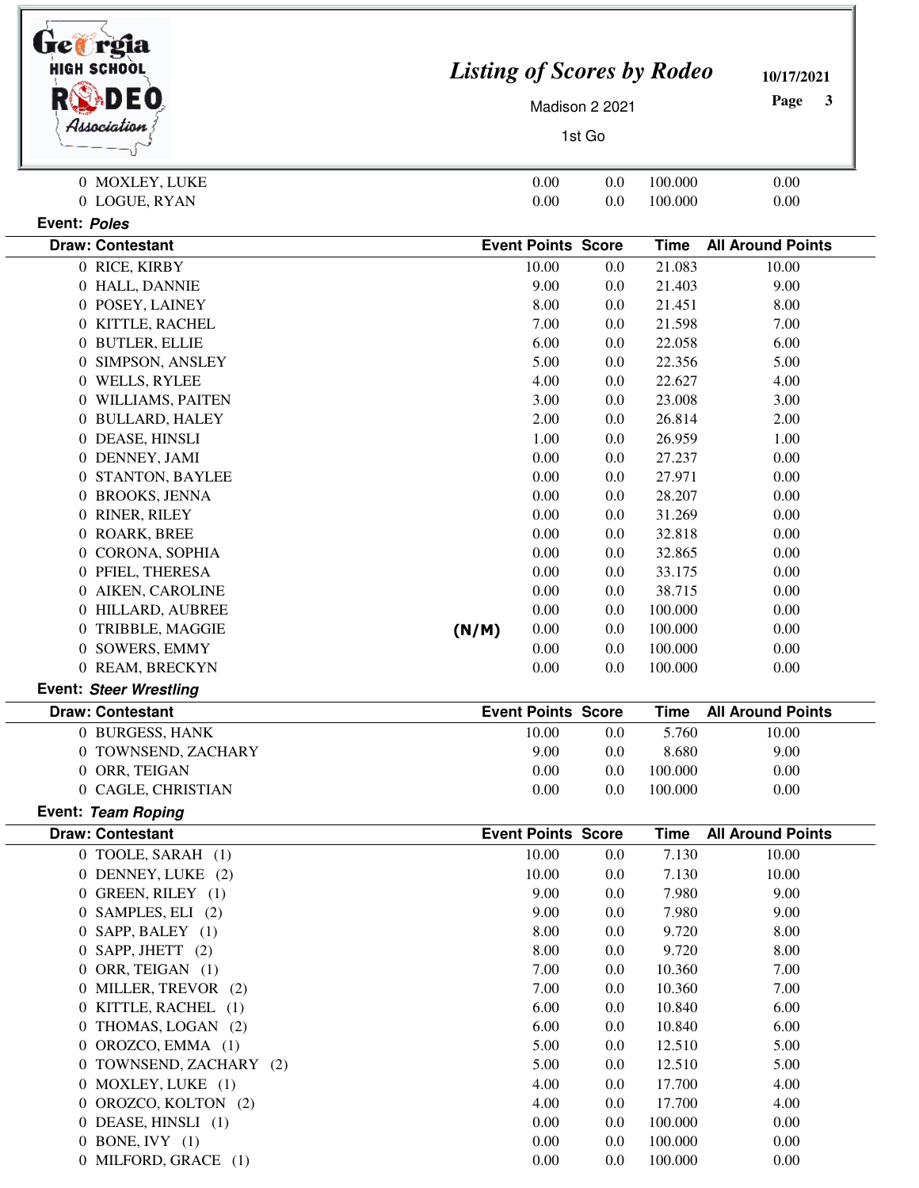| Draw: Contestant | | Event Points | Score | Time | All Around Points |
|---|---|---|---|---|---|
| 0 MOXLEY, LUKE | | 0.00 | 0.0 | 100.000 | 0.00 |
| 0 LOGUE, RYAN | | 0.00 | 0.0 | 100.000 | 0.00 |

**Event: *Poles***

| Draw: Contestant | | Event Points | Score | Time | All Around Points |
|---|---|---|---|---|---|
| 0 RICE, KIRBY | | 10.00 | 0.0 | 21.083 | 10.00 |
| 0 HALL, DANNIE | | 9.00 | 0.0 | 21.403 | 9.00 |
| 0 POSEY, LAINEY | | 8.00 | 0.0 | 21.451 | 8.00 |
| 0 KITTLE, RACHEL | | 7.00 | 0.0 | 21.598 | 7.00 |
| 0 BUTLER, ELLIE | | 6.00 | 0.0 | 22.058 | 6.00 |
| 0 SIMPSON, ANSLEY | | 5.00 | 0.0 | 22.356 | 5.00 |
| 0 WELLS, RYLEE | | 4.00 | 0.0 | 22.627 | 4.00 |
| 0 WILLIAMS, PAITEN | | 3.00 | 0.0 | 23.008 | 3.00 |
| 0 BULLARD, HALEY | | 2.00 | 0.0 | 26.814 | 2.00 |
| 0 DEASE, HINSLI | | 1.00 | 0.0 | 26.959 | 1.00 |
| 0 DENNEY, JAMI | | 0.00 | 0.0 | 27.237 | 0.00 |
| 0 STANTON, BAYLEE | | 0.00 | 0.0 | 27.971 | 0.00 |
| 0 BROOKS, JENNA | | 0.00 | 0.0 | 28.207 | 0.00 |
| 0 RINER, RILEY | | 0.00 | 0.0 | 31.269 | 0.00 |
| 0 ROARK, BREE | | 0.00 | 0.0 | 32.818 | 0.00 |
| 0 CORONA, SOPHIA | | 0.00 | 0.0 | 32.865 | 0.00 |
| 0 PFIEL, THERESA | | 0.00 | 0.0 | 33.175 | 0.00 |
| 0 AIKEN, CAROLINE | | 0.00 | 0.0 | 38.715 | 0.00 |
| 0 HILLARD, AUBREE | | 0.00 | 0.0 | 100.000 | 0.00 |
| 0 TRIBBLE, MAGGIE | (N/M) | 0.00 | 0.0 | 100.000 | 0.00 |
| 0 SOWERS, EMMY | | 0.00 | 0.0 | 100.000 | 0.00 |
| 0 REAM, BRECKYN | | 0.00 | 0.0 | 100.000 | 0.00 |

**Event: *Steer Wrestling***

| Draw: Contestant | Event Points | Score | Time | All Around Points |
|---|---|---|---|---|
| 0 BURGESS, HANK | 10.00 | 0.0 | 5.760 | 10.00 |
| 0 TOWNSEND, ZACHARY | 9.00 | 0.0 | 8.680 | 9.00 |
| 0 ORR, TEIGAN | 0.00 | 0.0 | 100.000 | 0.00 |
| 0 CAGLE, CHRISTIAN | 0.00 | 0.0 | 100.000 | 0.00 |

**Event: *Team Roping***

| Draw: Contestant | Event Points | Score | Time | All Around Points |
|---|---|---|---|---|
| 0 TOOLE, SARAH (1) | 10.00 | 0.0 | 7.130 | 10.00 |
| 0 DENNEY, LUKE (2) | 10.00 | 0.0 | 7.130 | 10.00 |
| 0 GREEN, RILEY (1) | 9.00 | 0.0 | 7.980 | 9.00 |
| 0 SAMPLES, ELI (2) | 9.00 | 0.0 | 7.980 | 9.00 |
| 0 SAPP, BALEY (1) | 8.00 | 0.0 | 9.720 | 8.00 |
| 0 SAPP, JHETT (2) | 8.00 | 0.0 | 9.720 | 8.00 |
| 0 ORR, TEIGAN (1) | 7.00 | 0.0 | 10.360 | 7.00 |
| 0 MILLER, TREVOR (2) | 7.00 | 0.0 | 10.360 | 7.00 |
| 0 KITTLE, RACHEL (1) | 6.00 | 0.0 | 10.840 | 6.00 |
| 0 THOMAS, LOGAN (2) | 6.00 | 0.0 | 10.840 | 6.00 |
| 0 OROZCO, EMMA (1) | 5.00 | 0.0 | 12.510 | 5.00 |
| 0 TOWNSEND, ZACHARY (2) | 5.00 | 0.0 | 12.510 | 5.00 |
| 0 MOXLEY, LUKE (1) | 4.00 | 0.0 | 17.700 | 4.00 |
| 0 OROZCO, KOLTON (2) | 4.00 | 0.0 | 17.700 | 4.00 |
| 0 DEASE, HINSLI (1) | 0.00 | 0.0 | 100.000 | 0.00 |
| 0 BONE, IVY (1) | 0.00 | 0.0 | 100.000 | 0.00 |
| 0 MILFORD, GRACE (1) | 0.00 | 0.0 | 100.000 | 0.00 |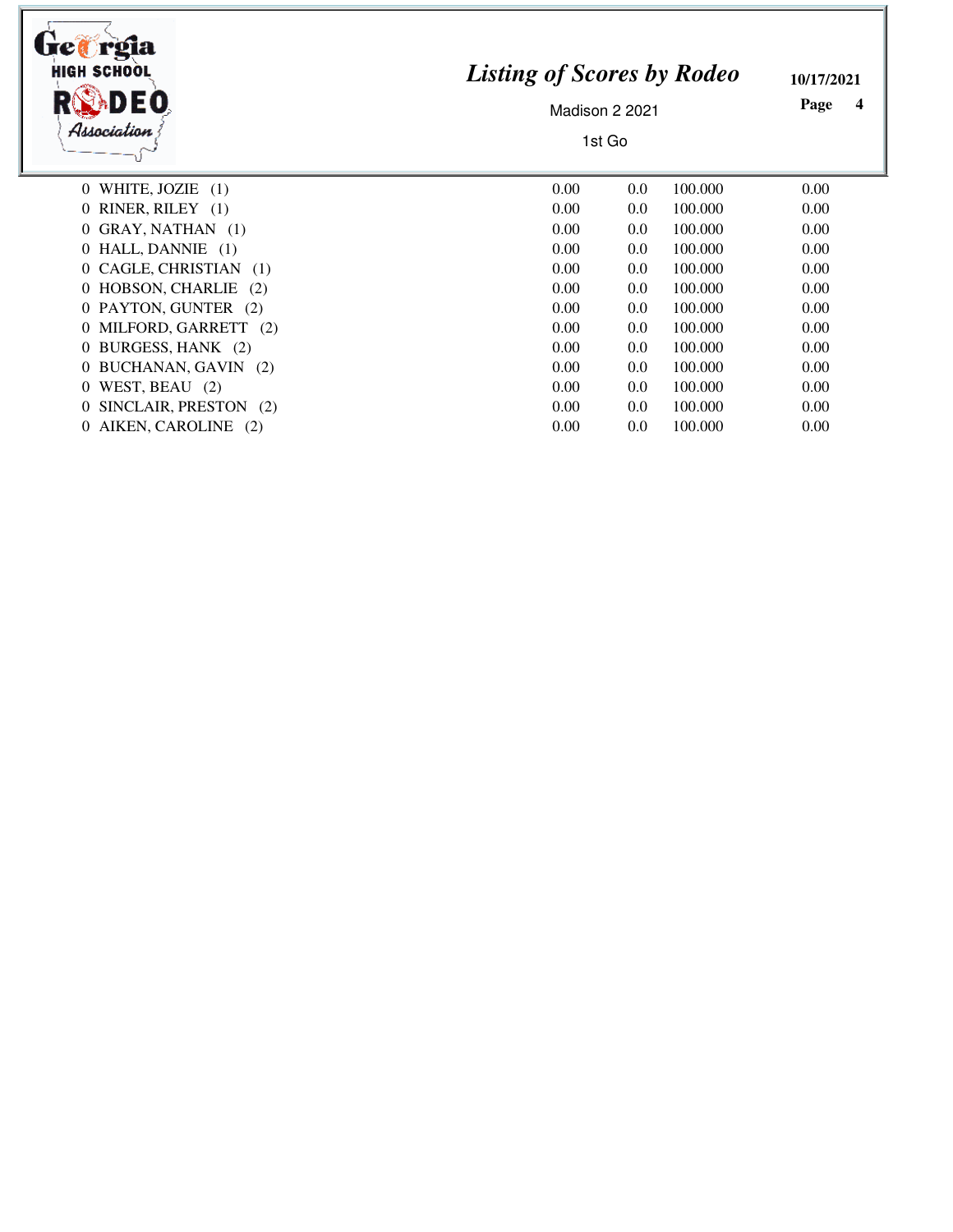# *Listing of Scores by Rodeo*

Madison 2 2021

1st Go

10/17/2021

| | | | | | |
|---|---|---|---|---|---|
| 0 | WHITE, JOZIE (1) | 0.00 | 0.0 | 100.000 | 0.00 |
| 0 | RINER, RILEY (1) | 0.00 | 0.0 | 100.000 | 0.00 |
| 0 | GRAY, NATHAN (1) | 0.00 | 0.0 | 100.000 | 0.00 |
| 0 | HALL, DANNIE (1) | 0.00 | 0.0 | 100.000 | 0.00 |
| 0 | CAGLE, CHRISTIAN (1) | 0.00 | 0.0 | 100.000 | 0.00 |
| 0 | HOBSON, CHARLIE (2) | 0.00 | 0.0 | 100.000 | 0.00 |
| 0 | PAYTON, GUNTER (2) | 0.00 | 0.0 | 100.000 | 0.00 |
| 0 | MILFORD, GARRETT (2) | 0.00 | 0.0 | 100.000 | 0.00 |
| 0 | BURGESS, HANK (2) | 0.00 | 0.0 | 100.000 | 0.00 |
| 0 | BUCHANAN, GAVIN (2) | 0.00 | 0.0 | 100.000 | 0.00 |
| 0 | WEST, BEAU (2) | 0.00 | 0.0 | 100.000 | 0.00 |
| 0 | SINCLAIR, PRESTON (2) | 0.00 | 0.0 | 100.000 | 0.00 |
| 0 | AIKEN, CAROLINE (2) | 0.00 | 0.0 | 100.000 | 0.00 |